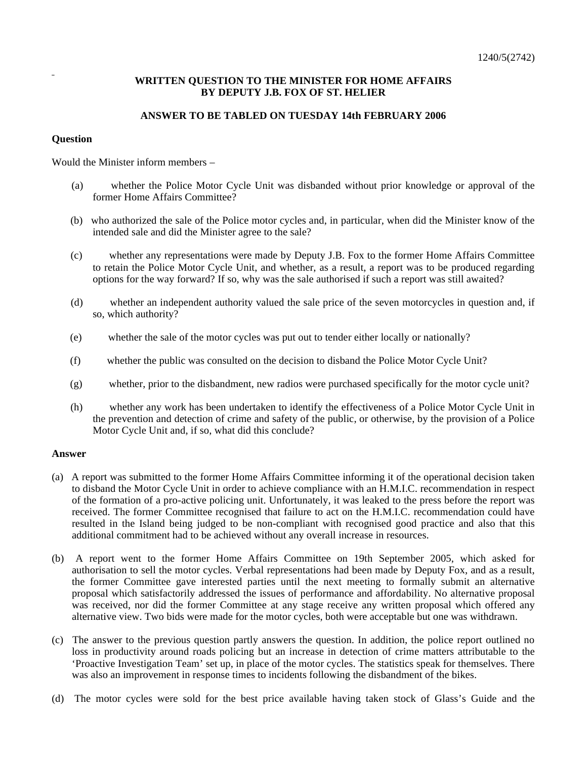1240/5(2742)

**WRITTEN QUESTION TO THE MINISTER FOR HOME AFFAIRS BY DEPUTY J.B. FOX OF ST. HELIER**

**ANSWER TO BE TABLED ON TUESDAY 14th FEBRUARY 2006**

**Question**

Would the Minister inform members –

(a) whether the Police Motor Cycle Unit was disbanded without prior knowledge or approval of the former Home Affairs Committee?

(b) who authorized the sale of the Police motor cycles and, in particular, when did the Minister know of the intended sale and did the Minister agree to the sale?

(c) whether any representations were made by Deputy J.B. Fox to the former Home Affairs Committee to retain the Police Motor Cycle Unit, and whether, as a result, a report was to be produced regarding options for the way forward? If so, why was the sale authorised if such a report was still awaited?

(d) whether an independent authority valued the sale price of the seven motorcycles in question and, if so, which authority?

(e) whether the sale of the motor cycles was put out to tender either locally or nationally?

(f) whether the public was consulted on the decision to disband the Police Motor Cycle Unit?

(g) whether, prior to the disbandment, new radios were purchased specifically for the motor cycle unit?

(h) whether any work has been undertaken to identify the effectiveness of a Police Motor Cycle Unit in the prevention and detection of crime and safety of the public, or otherwise, by the provision of a Police Motor Cycle Unit and, if so, what did this conclude?

**Answer**

(a) A report was submitted to the former Home Affairs Committee informing it of the operational decision taken to disband the Motor Cycle Unit in order to achieve compliance with an H.M.I.C. recommendation in respect of the formation of a pro-active policing unit. Unfortunately, it was leaked to the press before the report was received. The former Committee recognised that failure to act on the H.M.I.C. recommendation could have resulted in the Island being judged to be non-compliant with recognised good practice and also that this additional commitment had to be achieved without any overall increase in resources.

(b) A report went to the former Home Affairs Committee on 19th September 2005, which asked for authorisation to sell the motor cycles. Verbal representations had been made by Deputy Fox, and as a result, the former Committee gave interested parties until the next meeting to formally submit an alternative proposal which satisfactorily addressed the issues of performance and affordability. No alternative proposal was received, nor did the former Committee at any stage receive any written proposal which offered any alternative view. Two bids were made for the motor cycles, both were acceptable but one was withdrawn.

(c) The answer to the previous question partly answers the question. In addition, the police report outlined no loss in productivity around roads policing but an increase in detection of crime matters attributable to the 'Proactive Investigation Team' set up, in place of the motor cycles. The statistics speak for themselves. There was also an improvement in response times to incidents following the disbandment of the bikes.

(d) The motor cycles were sold for the best price available having taken stock of Glass's Guide and the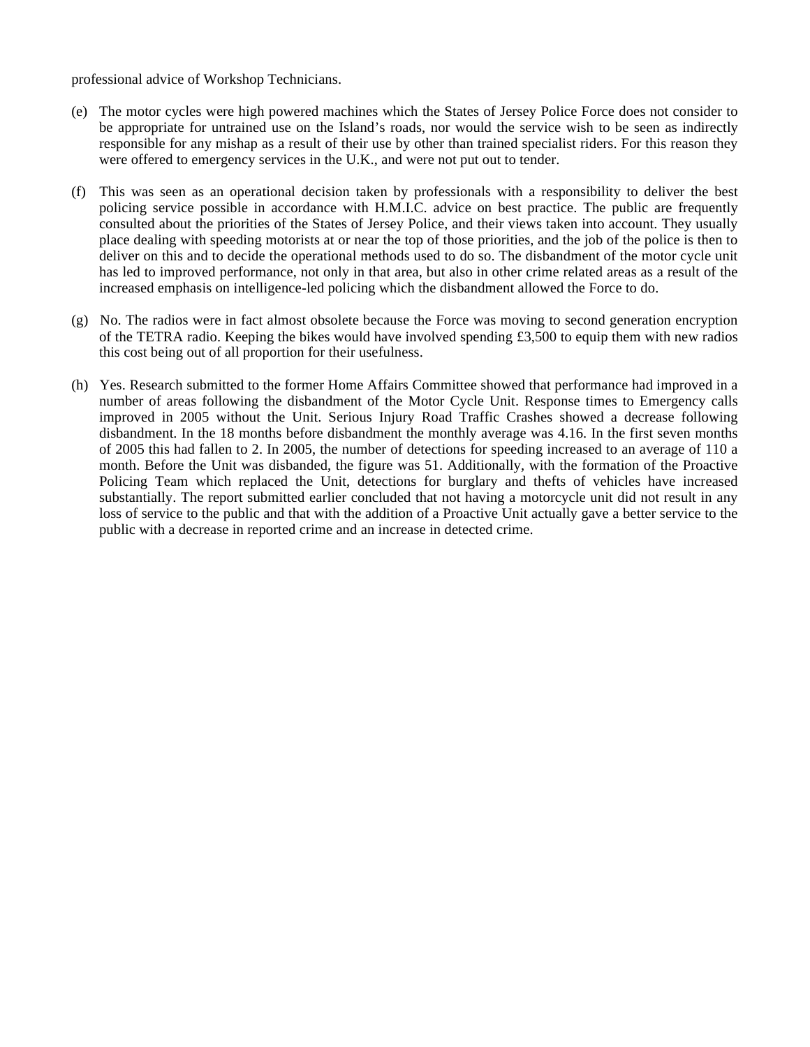professional advice of Workshop Technicians.

(e) The motor cycles were high powered machines which the States of Jersey Police Force does not consider to be appropriate for untrained use on the Island's roads, nor would the service wish to be seen as indirectly responsible for any mishap as a result of their use by other than trained specialist riders. For this reason they were offered to emergency services in the U.K., and were not put out to tender.

(f) This was seen as an operational decision taken by professionals with a responsibility to deliver the best policing service possible in accordance with H.M.I.C. advice on best practice. The public are frequently consulted about the priorities of the States of Jersey Police, and their views taken into account. They usually place dealing with speeding motorists at or near the top of those priorities, and the job of the police is then to deliver on this and to decide the operational methods used to do so. The disbandment of the motor cycle unit has led to improved performance, not only in that area, but also in other crime related areas as a result of the increased emphasis on intelligence-led policing which the disbandment allowed the Force to do.

(g) No. The radios were in fact almost obsolete because the Force was moving to second generation encryption of the TETRA radio. Keeping the bikes would have involved spending £3,500 to equip them with new radios this cost being out of all proportion for their usefulness.

(h) Yes. Research submitted to the former Home Affairs Committee showed that performance had improved in a number of areas following the disbandment of the Motor Cycle Unit. Response times to Emergency calls improved in 2005 without the Unit. Serious Injury Road Traffic Crashes showed a decrease following disbandment. In the 18 months before disbandment the monthly average was 4.16. In the first seven months of 2005 this had fallen to 2. In 2005, the number of detections for speeding increased to an average of 110 a month. Before the Unit was disbanded, the figure was 51. Additionally, with the formation of the Proactive Policing Team which replaced the Unit, detections for burglary and thefts of vehicles have increased substantially. The report submitted earlier concluded that not having a motorcycle unit did not result in any loss of service to the public and that with the addition of a Proactive Unit actually gave a better service to the public with a decrease in reported crime and an increase in detected crime.